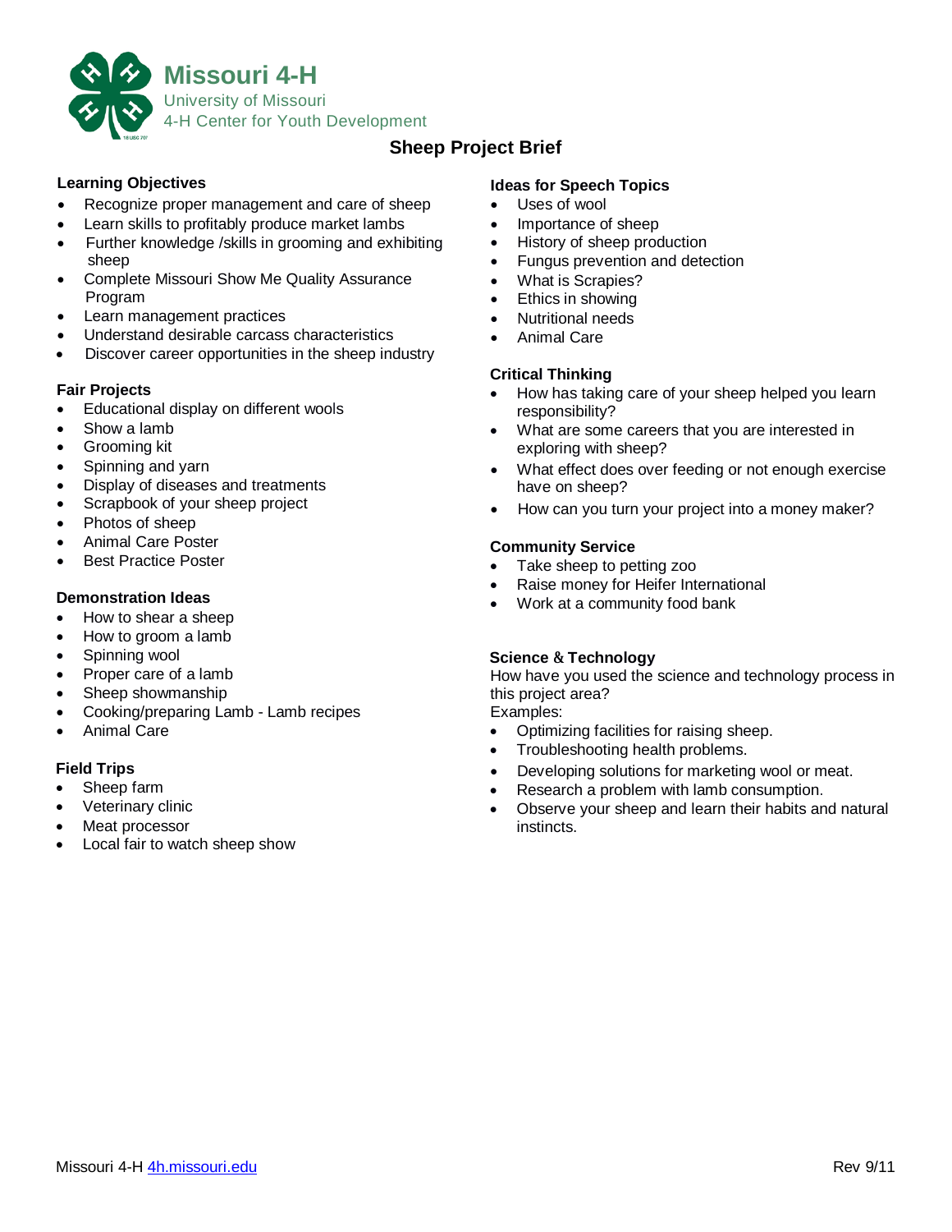Missouri 4-H
University of Missouri
4-H Center for Youth Development

# Sheep Project Brief

## Learning Objectives

- Recognize proper management and care of sheep
- Learn skills to profitably produce market lambs
- Further knowledge /skills in grooming and exhibiting sheep
- Complete Missouri Show Me Quality Assurance Program
- Learn management practices
- Understand desirable carcass characteristics
- Discover career opportunities in the sheep industry

## Fair Projects

- Educational display on different wools
- Show a lamb
- Grooming kit
- Spinning and yarn
- Display of diseases and treatments
- Scrapbook of your sheep project
- Photos of sheep
- Animal Care Poster
- Best Practice Poster

## Demonstration Ideas

- How to shear a sheep
- How to groom a lamb
- Spinning wool
- Proper care of a lamb
- Sheep showmanship
- Cooking/preparing Lamb - Lamb recipes
- Animal Care

## Field Trips

- Sheep farm
- Veterinary clinic
- Meat processor
- Local fair to watch sheep show

## Ideas for Speech Topics

- Uses of wool
- Importance of sheep
- History of sheep production
- Fungus prevention and detection
- What is Scrapies?
- Ethics in showing
- Nutritional needs
- Animal Care

## Critical Thinking

- How has taking care of your sheep helped you learn responsibility?
- What are some careers that you are interested in exploring with sheep?
- What effect does over feeding or not enough exercise have on sheep?
- How can you turn your project into a money maker?

## Community Service

- Take sheep to petting zoo
- Raise money for Heifer International
- Work at a community food bank

## Science & Technology

How have you used the science and technology process in this project area?
Examples:

- Optimizing facilities for raising sheep.
- Troubleshooting health problems.
- Developing solutions for marketing wool or meat.
- Research a problem with lamb consumption.
- Observe your sheep and learn their habits and natural instincts.

Missouri 4-H 4h.missouri.edu Rev 9/11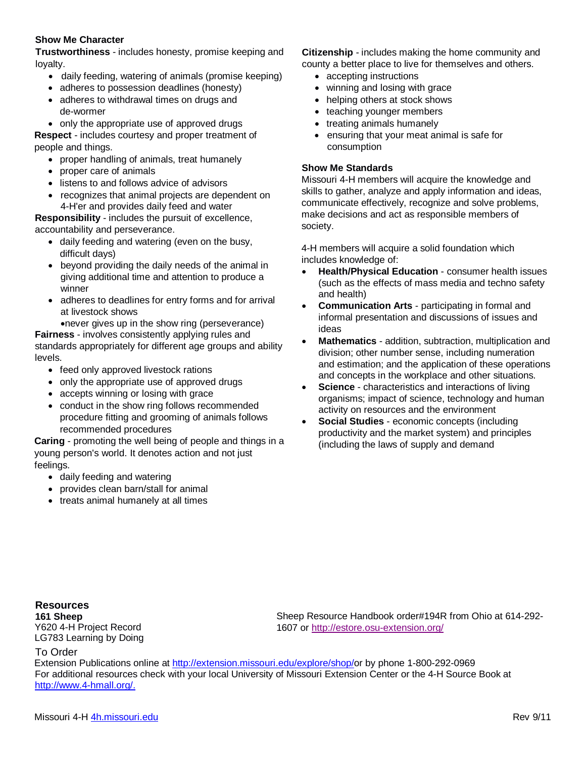## Show Me Character

**Trustworthiness** - includes honesty, promise keeping and loyalty.

- daily feeding, watering of animals (promise keeping)
- adheres to possession deadlines (honesty)
- adheres to withdrawal times on drugs and de-wormer
- only the appropriate use of approved drugs

**Respect** - includes courtesy and proper treatment of people and things.

- proper handling of animals, treat humanely
- proper care of animals
- listens to and follows advice of advisors
- recognizes that animal projects are dependent on 4-H'er and provides daily feed and water

**Responsibility** - includes the pursuit of excellence, accountability and perseverance.

- daily feeding and watering (even on the busy, difficult days)
- beyond providing the daily needs of the animal in giving additional time and attention to produce a winner
- adheres to deadlines for entry forms and for arrival at livestock shows
- never gives up in the show ring (perseverance)

**Fairness** - involves consistently applying rules and standards appropriately for different age groups and ability levels.

- feed only approved livestock rations
- only the appropriate use of approved drugs
- accepts winning or losing with grace
- conduct in the show ring follows recommended procedure fitting and grooming of animals follows recommended procedures

**Caring** - promoting the well being of people and things in a young person's world. It denotes action and not just feelings.

- daily feeding and watering
- provides clean barn/stall for animal
- treats animal humanely at all times

**Citizenship** - includes making the home community and county a better place to live for themselves and others.

- accepting instructions
- winning and losing with grace
- helping others at stock shows
- teaching younger members
- treating animals humanely
- ensuring that your meat animal is safe for consumption

## Show Me Standards

Missouri 4-H members will acquire the knowledge and skills to gather, analyze and apply information and ideas, communicate effectively, recognize and solve problems, make decisions and act as responsible members of society.

4-H members will acquire a solid foundation which includes knowledge of:

- **Health/Physical Education** - consumer health issues (such as the effects of mass media and techno safety and health)
- **Communication Arts** - participating in formal and informal presentation and discussions of issues and ideas
- **Mathematics** - addition, subtraction, multiplication and division; other number sense, including numeration and estimation; and the application of these operations and concepts in the workplace and other situations.
- **Science** - characteristics and interactions of living organisms; impact of science, technology and human activity on resources and the environment
- **Social Studies** - economic concepts (including productivity and the market system) and principles (including the laws of supply and demand

## Resources

**161 Sheep**
Y620 4-H Project Record
LG783 Learning by Doing

Sheep Resource Handbook order#194R from Ohio at 614-292-1607 or http://estore.osu-extension.org/

To Order
Extension Publications online at http://extension.missouri.edu/explore/shop/or by phone 1-800-292-0969
For additional resources check with your local University of Missouri Extension Center or the 4-H Source Book at http://www.4-hmall.org/.

Missouri 4-H 4h.missouri.edu Rev 9/11